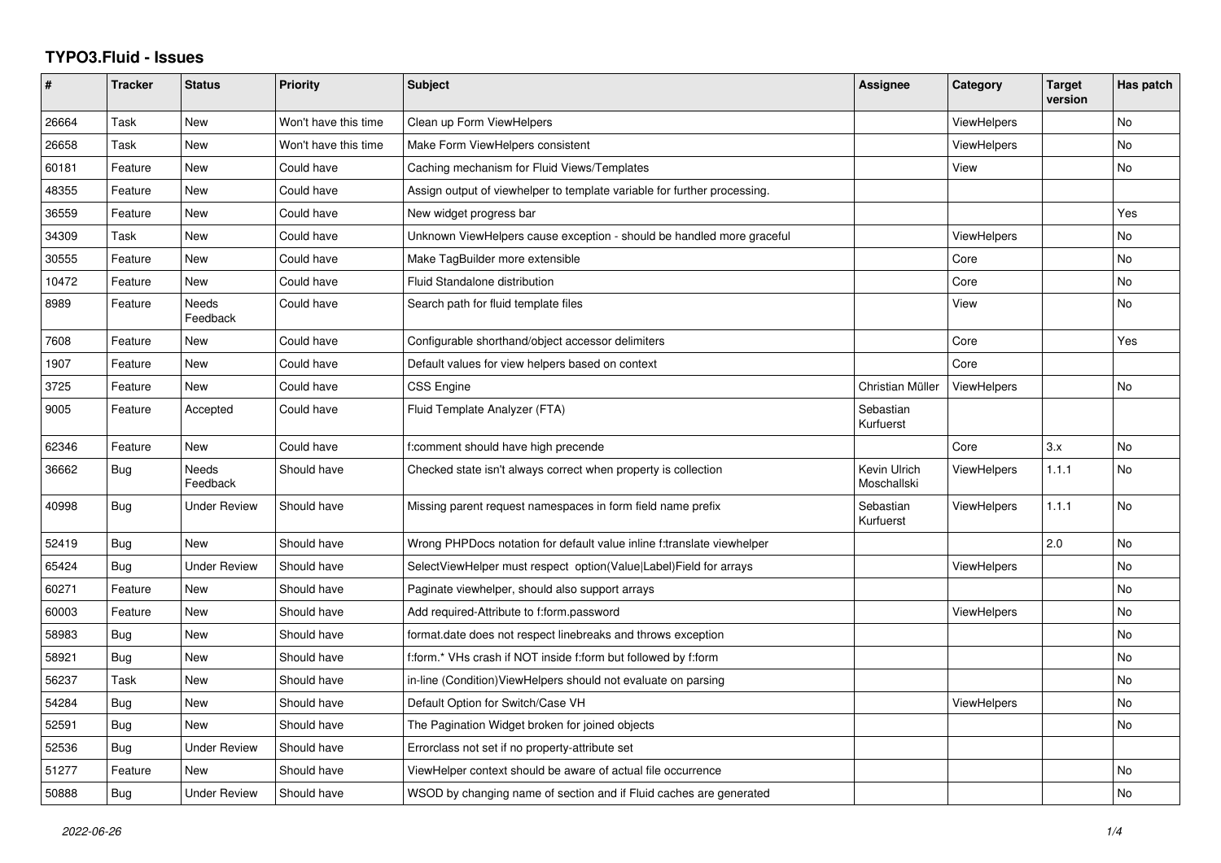# TYPO3.Fluid - Issues

| # | Tracker | Status | Priority | Subject | Assignee | Category | Target version | Has patch |
|---|---|---|---|---|---|---|---|---|
| 26664 | Task | New | Won't have this time | Clean up Form ViewHelpers | | ViewHelpers | | No |
| 26658 | Task | New | Won't have this time | Make Form ViewHelpers consistent | | ViewHelpers | | No |
| 60181 | Feature | New | Could have | Caching mechanism for Fluid Views/Templates | | View | | No |
| 48355 | Feature | New | Could have | Assign output of viewhelper to template variable for further processing. | | | | |
| 36559 | Feature | New | Could have | New widget progress bar | | | | Yes |
| 34309 | Task | New | Could have | Unknown ViewHelpers cause exception - should be handled more graceful | | ViewHelpers | | No |
| 30555 | Feature | New | Could have | Make TagBuilder more extensible | | Core | | No |
| 10472 | Feature | New | Could have | Fluid Standalone distribution | | Core | | No |
| 8989 | Feature | Needs Feedback | Could have | Search path for fluid template files | | View | | No |
| 7608 | Feature | New | Could have | Configurable shorthand/object accessor delimiters | | Core | | Yes |
| 1907 | Feature | New | Could have | Default values for view helpers based on context | | Core | | |
| 3725 | Feature | New | Could have | CSS Engine | Christian Müller | ViewHelpers | | No |
| 9005 | Feature | Accepted | Could have | Fluid Template Analyzer (FTA) | Sebastian Kurfuerst | | | |
| 62346 | Feature | New | Could have | f:comment should have high precende | | Core | 3.x | No |
| 36662 | Bug | Needs Feedback | Should have | Checked state isn't always correct when property is collection | Kevin Ulrich Moschallski | ViewHelpers | 1.1.1 | No |
| 40998 | Bug | Under Review | Should have | Missing parent request namespaces in form field name prefix | Sebastian Kurfuerst | ViewHelpers | 1.1.1 | No |
| 52419 | Bug | New | Should have | Wrong PHPDocs notation for default value inline f:translate viewhelper | | | 2.0 | No |
| 65424 | Bug | Under Review | Should have | SelectViewHelper must respect option(Value\|Label)Field for arrays | | ViewHelpers | | No |
| 60271 | Feature | New | Should have | Paginate viewhelper, should also support arrays | | | | No |
| 60003 | Feature | New | Should have | Add required-Attribute to f:form.password | | ViewHelpers | | No |
| 58983 | Bug | New | Should have | format.date does not respect linebreaks and throws exception | | | | No |
| 58921 | Bug | New | Should have | f:form.* VHs crash if NOT inside f:form but followed by f:form | | | | No |
| 56237 | Task | New | Should have | in-line (Condition)ViewHelpers should not evaluate on parsing | | | | No |
| 54284 | Bug | New | Should have | Default Option for Switch/Case VH | | ViewHelpers | | No |
| 52591 | Bug | New | Should have | The Pagination Widget broken for joined objects | | | | No |
| 52536 | Bug | Under Review | Should have | Errorclass not set if no property-attribute set | | | | |
| 51277 | Feature | New | Should have | ViewHelper context should be aware of actual file occurrence | | | | No |
| 50888 | Bug | Under Review | Should have | WSOD by changing name of section and if Fluid caches are generated | | | | No |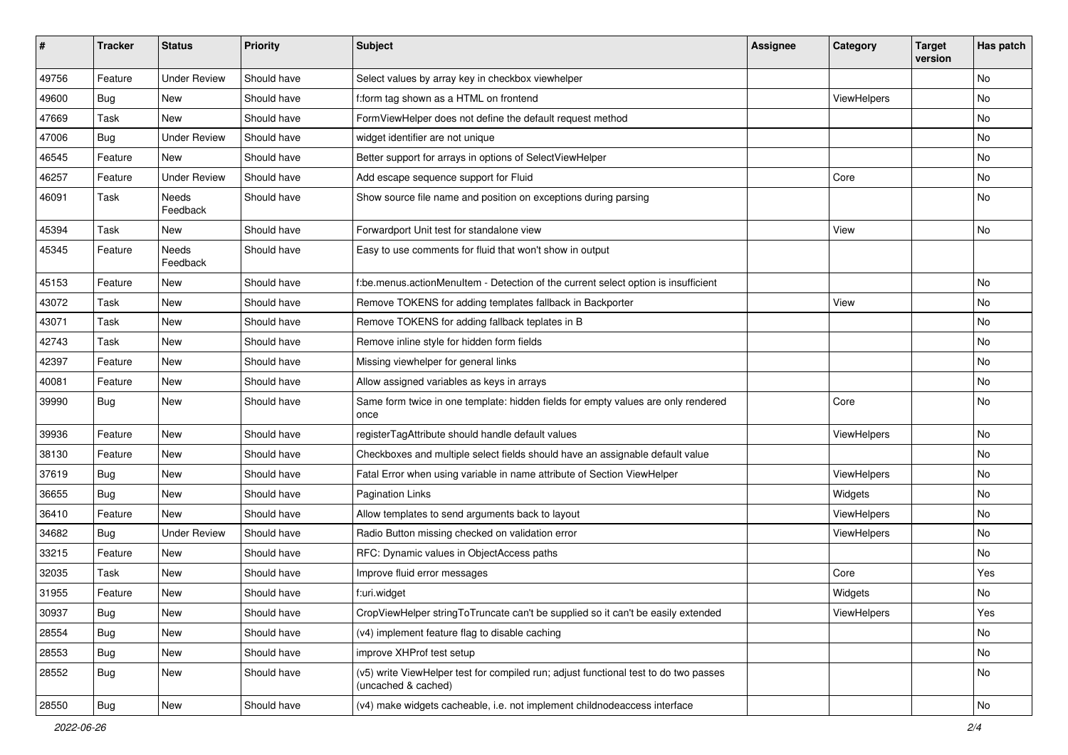| # | Tracker | Status | Priority | Subject | Assignee | Category | Target version | Has patch |
|---|---|---|---|---|---|---|---|---|
| 49756 | Feature | Under Review | Should have | Select values by array key in checkbox viewhelper | | | | No |
| 49600 | Bug | New | Should have | f:form tag shown as a HTML on frontend | | ViewHelpers | | No |
| 47669 | Task | New | Should have | FormViewHelper does not define the default request method | | | | No |
| 47006 | Bug | Under Review | Should have | widget identifier are not unique | | | | No |
| 46545 | Feature | New | Should have | Better support for arrays in options of SelectViewHelper | | | | No |
| 46257 | Feature | Under Review | Should have | Add escape sequence support for Fluid | | Core | | No |
| 46091 | Task | Needs Feedback | Should have | Show source file name and position on exceptions during parsing | | | | No |
| 45394 | Task | New | Should have | Forwardport Unit test for standalone view | | View | | No |
| 45345 | Feature | Needs Feedback | Should have | Easy to use comments for fluid that won't show in output | | | | |
| 45153 | Feature | New | Should have | f:be.menus.actionMenuItem - Detection of the current select option is insufficient | | | | No |
| 43072 | Task | New | Should have | Remove TOKENS for adding templates fallback in Backporter | | View | | No |
| 43071 | Task | New | Should have | Remove TOKENS for adding fallback teplates in B | | | | No |
| 42743 | Task | New | Should have | Remove inline style for hidden form fields | | | | No |
| 42397 | Feature | New | Should have | Missing viewhelper for general links | | | | No |
| 40081 | Feature | New | Should have | Allow assigned variables as keys in arrays | | | | No |
| 39990 | Bug | New | Should have | Same form twice in one template: hidden fields for empty values are only rendered once | | Core | | No |
| 39936 | Feature | New | Should have | registerTagAttribute should handle default values | | ViewHelpers | | No |
| 38130 | Feature | New | Should have | Checkboxes and multiple select fields should have an assignable default value | | | | No |
| 37619 | Bug | New | Should have | Fatal Error when using variable in name attribute of Section ViewHelper | | ViewHelpers | | No |
| 36655 | Bug | New | Should have | Pagination Links | | Widgets | | No |
| 36410 | Feature | New | Should have | Allow templates to send arguments back to layout | | ViewHelpers | | No |
| 34682 | Bug | Under Review | Should have | Radio Button missing checked on validation error | | ViewHelpers | | No |
| 33215 | Feature | New | Should have | RFC: Dynamic values in ObjectAccess paths | | | | No |
| 32035 | Task | New | Should have | Improve fluid error messages | | Core | | Yes |
| 31955 | Feature | New | Should have | f:uri.widget | | Widgets | | No |
| 30937 | Bug | New | Should have | CropViewHelper stringToTruncate can't be supplied so it can't be easily extended | | ViewHelpers | | Yes |
| 28554 | Bug | New | Should have | (v4) implement feature flag to disable caching | | | | No |
| 28553 | Bug | New | Should have | improve XHProf test setup | | | | No |
| 28552 | Bug | New | Should have | (v5) write ViewHelper test for compiled run; adjust functional test to do two passes (uncached & cached) | | | | No |
| 28550 | Bug | New | Should have | (v4) make widgets cacheable, i.e. not implement childnodeaccess interface | | | | No |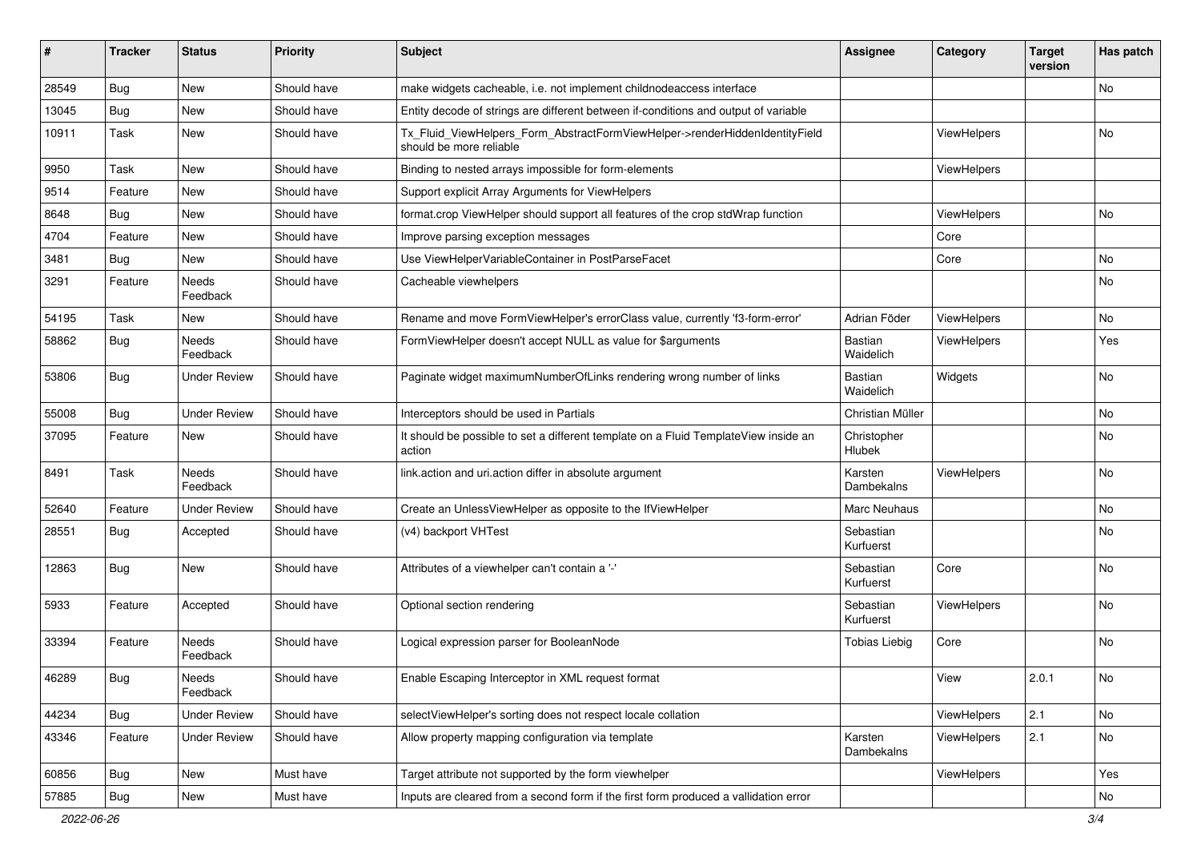| # | Tracker | Status | Priority | Subject | Assignee | Category | Target version | Has patch |
|---|---|---|---|---|---|---|---|---|
| 28549 | Bug | New | Should have | make widgets cacheable, i.e. not implement childnodeaccess interface | | | | No |
| 13045 | Bug | New | Should have | Entity decode of strings are different between if-conditions and output of variable | | | | |
| 10911 | Task | New | Should have | Tx_Fluid_ViewHelpers_Form_AbstractFormViewHelper->renderHiddenIdentityField should be more reliable | | ViewHelpers | | No |
| 9950 | Task | New | Should have | Binding to nested arrays impossible for form-elements | | ViewHelpers | | |
| 9514 | Feature | New | Should have | Support explicit Array Arguments for ViewHelpers | | | | |
| 8648 | Bug | New | Should have | format.crop ViewHelper should support all features of the crop stdWrap function | | ViewHelpers | | No |
| 4704 | Feature | New | Should have | Improve parsing exception messages | | Core | | |
| 3481 | Bug | New | Should have | Use ViewHelperVariableContainer in PostParseFacet | | Core | | No |
| 3291 | Feature | Needs Feedback | Should have | Cacheable viewhelpers | | | | No |
| 54195 | Task | New | Should have | Rename and move FormViewHelper's errorClass value, currently 'f3-form-error' | Adrian Föder | ViewHelpers | | No |
| 58862 | Bug | Needs Feedback | Should have | FormViewHelper doesn't accept NULL as value for $arguments | Bastian Waidelich | ViewHelpers | | Yes |
| 53806 | Bug | Under Review | Should have | Paginate widget maximumNumberOfLinks rendering wrong number of links | Bastian Waidelich | Widgets | | No |
| 55008 | Bug | Under Review | Should have | Interceptors should be used in Partials | Christian Müller | | | No |
| 37095 | Feature | New | Should have | It should be possible to set a different template on a Fluid TemplateView inside an action | Christopher Hlubek | | | No |
| 8491 | Task | Needs Feedback | Should have | link.action and uri.action differ in absolute argument | Karsten Dambekalns | ViewHelpers | | No |
| 52640 | Feature | Under Review | Should have | Create an UnlessViewHelper as opposite to the IfViewHelper | Marc Neuhaus | | | No |
| 28551 | Bug | Accepted | Should have | (v4) backport VHTest | Sebastian Kurfuerst | | | No |
| 12863 | Bug | New | Should have | Attributes of a viewhelper can't contain a '-' | Sebastian Kurfuerst | Core | | No |
| 5933 | Feature | Accepted | Should have | Optional section rendering | Sebastian Kurfuerst | ViewHelpers | | No |
| 33394 | Feature | Needs Feedback | Should have | Logical expression parser for BooleanNode | Tobias Liebig | Core | | No |
| 46289 | Bug | Needs Feedback | Should have | Enable Escaping Interceptor in XML request format | | View | 2.0.1 | No |
| 44234 | Bug | Under Review | Should have | selectViewHelper's sorting does not respect locale collation | | ViewHelpers | 2.1 | No |
| 43346 | Feature | Under Review | Should have | Allow property mapping configuration via template | Karsten Dambekalns | ViewHelpers | 2.1 | No |
| 60856 | Bug | New | Must have | Target attribute not supported by the form viewhelper | | ViewHelpers | | Yes |
| 57885 | Bug | New | Must have | Inputs are cleared from a second form if the first form produced a vallidation error | | | | No |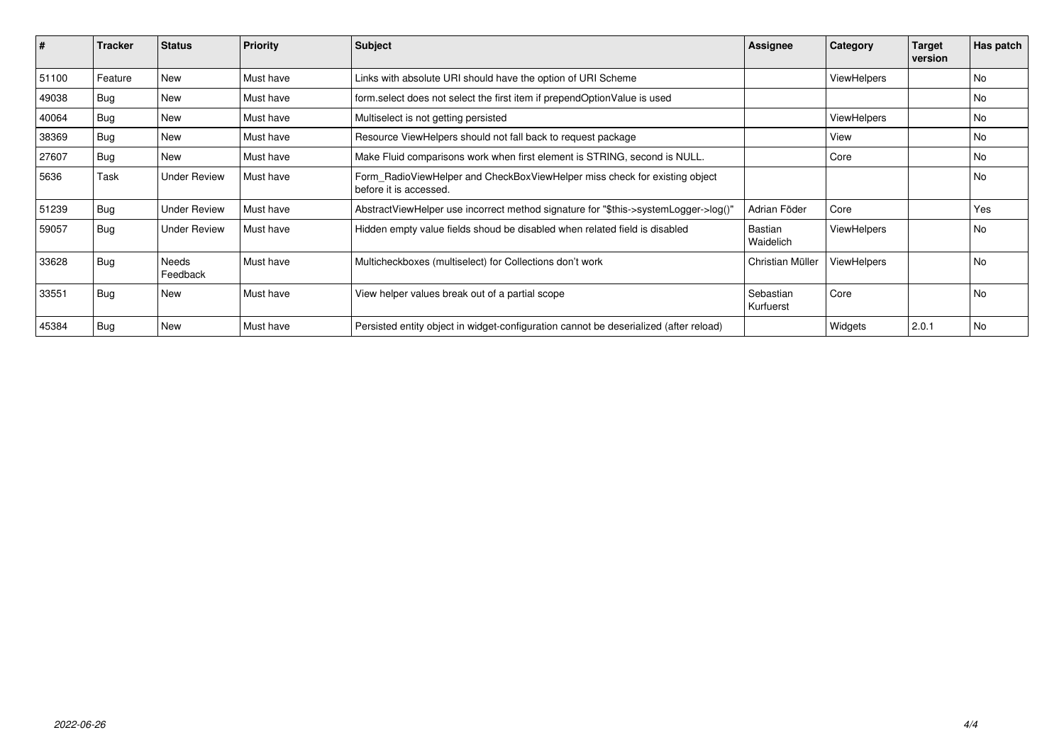| # | Tracker | Status | Priority | Subject | Assignee | Category | Target version | Has patch |
|---|---|---|---|---|---|---|---|---|
| 51100 | Feature | New | Must have | Links with absolute URI should have the option of URI Scheme | | ViewHelpers | | No |
| 49038 | Bug | New | Must have | form.select does not select the first item if prependOptionValue is used | | | | No |
| 40064 | Bug | New | Must have | Multiselect is not getting persisted | | ViewHelpers | | No |
| 38369 | Bug | New | Must have | Resource ViewHelpers should not fall back to request package | | View | | No |
| 27607 | Bug | New | Must have | Make Fluid comparisons work when first element is STRING, second is NULL. | | Core | | No |
| 5636 | Task | Under Review | Must have | Form_RadioViewHelper and CheckBoxViewHelper miss check for existing object before it is accessed. | | | | No |
| 51239 | Bug | Under Review | Must have | AbstractViewHelper use incorrect method signature for "$this->systemLogger->log()" | Adrian Föder | Core | | Yes |
| 59057 | Bug | Under Review | Must have | Hidden empty value fields shoud be disabled when related field is disabled | Bastian Waidelich | ViewHelpers | | No |
| 33628 | Bug | Needs Feedback | Must have | Multicheckboxes (multiselect) for Collections don't work | Christian Müller | ViewHelpers | | No |
| 33551 | Bug | New | Must have | View helper values break out of a partial scope | Sebastian Kurfuerst | Core | | No |
| 45384 | Bug | New | Must have | Persisted entity object in widget-configuration cannot be deserialized (after reload) | | Widgets | 2.0.1 | No |

*2022-06-26*